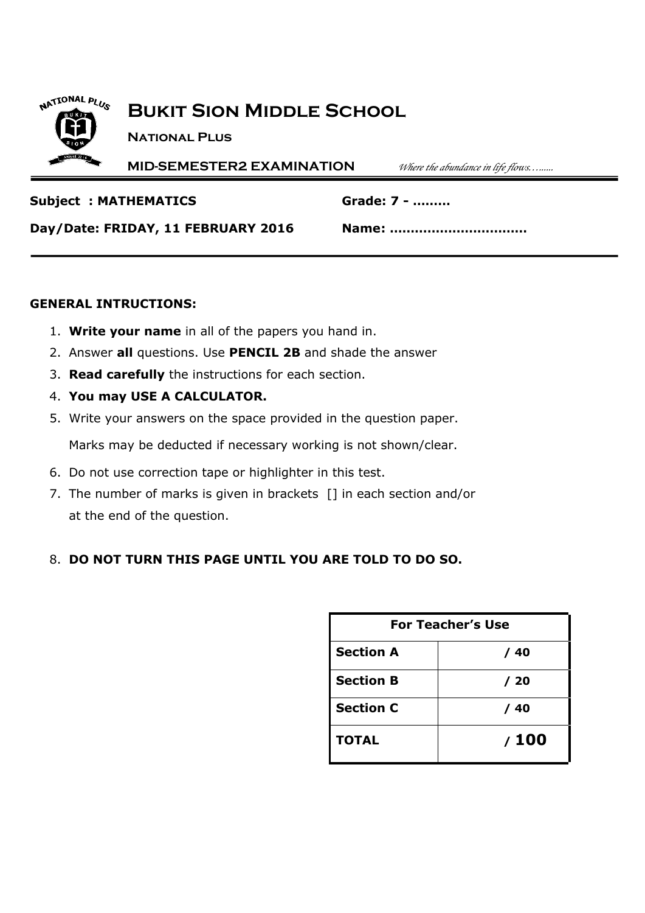# Bukit Sion Middle School

**National Plus**

**MID-SEMESTER2 EXAMINATION** *Where the abundance in life flows…......*

**Subject : MATHEMATICS** **Grade: 7 - ………**

**Day/Date: FRIDAY, 11 FEBRUARY 2016** **Name: ……………………………**

**GENERAL INTRUCTIONS:**

1. **Write your name** in all of the papers you hand in.
2. Answer **all** questions. Use **PENCIL 2B** and shade the answer
3. **Read carefully** the instructions for each section.
4. **You may USE A CALCULATOR.**
5. Write your answers on the space provided in the question paper.

   Marks may be deducted if necessary working is not shown/clear.
6. Do not use correction tape or highlighter in this test.
7. The number of marks is given in brackets [] in each section and/or at the end of the question.
8. **DO NOT TURN THIS PAGE UNTIL YOU ARE TOLD TO DO SO.**

| For Teacher's Use | |
|---|---|
| **Section A** | **/ 40** |
| **Section B** | **/ 20** |
| **Section C** | **/ 40** |
| **TOTAL** | **/ 100** |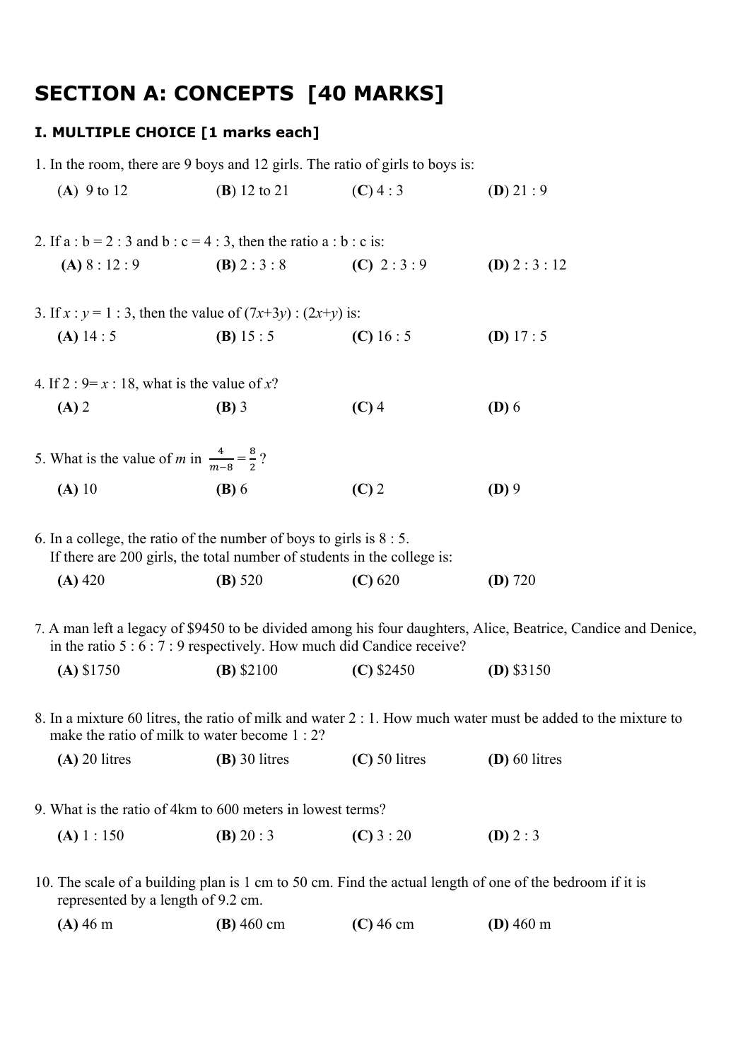# SECTION A: CONCEPTS [40 MARKS]

### I. MULTIPLE CHOICE [1 marks each]

1. In the room, there are 9 boys and 12 girls. The ratio of girls to boys is:

   (**A**) 9 to 12 (**B**) 12 to 21 (**C**) 4 : 3 (**D**) 21 : 9

2. If a : b = 2 : 3 and b : c = 4 : 3, then the ratio a : b : c is:

   **(A)** 8 : 12 : 9 **(B)** 2 : 3 : 8 **(C)** 2 : 3 : 9 **(D)** 2 : 3 : 12

3. If $x$ : $y$ = 1 : 3, then the value of (7$x$+3$y$) : (2$x$+$y$) is:

   **(A)** 14 : 5 **(B)** 15 : 5 **(C)** 16 : 5 **(D)** 17 : 5

4. If 2 : 9= $x$ : 18, what is the value of $x$?

   **(A)** 2 **(B)** 3 **(C)** 4 **(D)** 6

5. What is the value of $m$ in $\frac{4}{m-8} = \frac{8}{2}$ ?

   **(A)** 10 **(B)** 6 **(C)** 2 **(D)** 9

6. In a college, the ratio of the number of boys to girls is 8 : 5.
   If there are 200 girls, the total number of students in the college is:

   **(A)** 420 **(B)** 520 **(C)** 620 **(D)** 720

7. A man left a legacy of $9450 to be divided among his four daughters, Alice, Beatrice, Candice and Denice, in the ratio 5 : 6 : 7 : 9 respectively. How much did Candice receive?

   **(A)** $1750 **(B)** $2100 **(C)** $2450 **(D)** $3150

8. In a mixture 60 litres, the ratio of milk and water 2 : 1. How much water must be added to the mixture to make the ratio of milk to water become 1 : 2?

   **(A)** 20 litres **(B)** 30 litres **(C)** 50 litres **(D)** 60 litres

9. What is the ratio of 4km to 600 meters in lowest terms?

   **(A)** 1 : 150 **(B)** 20 : 3 **(C)** 3 : 20 **(D)** 2 : 3

10. The scale of a building plan is 1 cm to 50 cm. Find the actual length of one of the bedroom if it is represented by a length of 9.2 cm.

    **(A)** 46 m **(B)** 460 cm **(C)** 46 cm **(D)** 460 m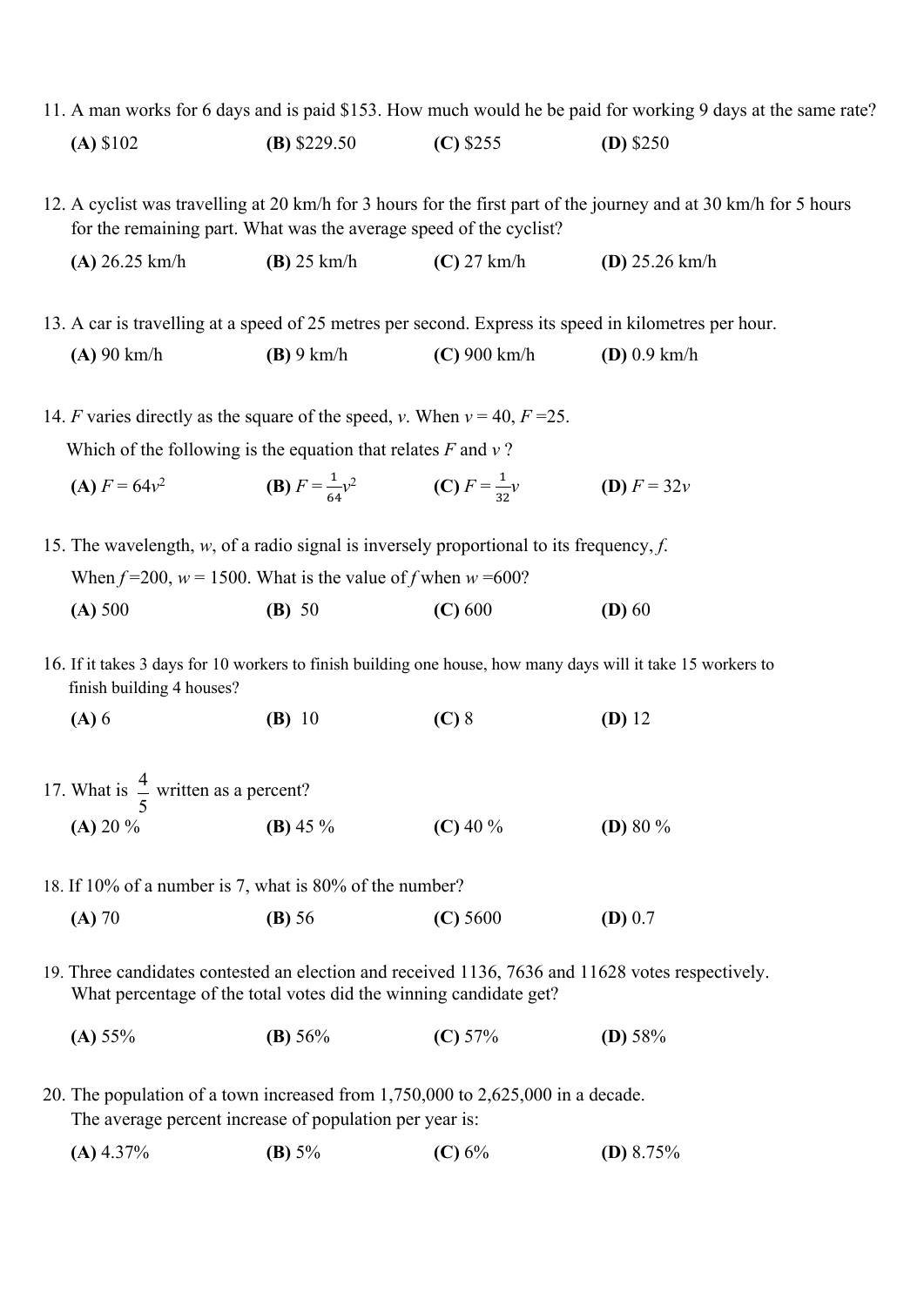11. A man works for 6 days and is paid \$153. How much would he be paid for working 9 days at the same rate?

    **(A)** \$102 **(B)** \$229.50 **(C)** \$255 **(D)** \$250

12. A cyclist was travelling at 20 km/h for 3 hours for the first part of the journey and at 30 km/h for 5 hours for the remaining part. What was the average speed of the cyclist?

    **(A)** 26.25 km/h **(B)** 25 km/h **(C)** 27 km/h **(D)** 25.26 km/h

13. A car is travelling at a speed of 25 metres per second. Express its speed in kilometres per hour.

    **(A)** 90 km/h **(B)** 9 km/h **(C)** 900 km/h **(D)** 0.9 km/h

14. $F$ varies directly as the square of the speed, $v$. When $v = 40$, $F = 25$.

    Which of the following is the equation that relates $F$ and $v$ ?

    **(A)** $F = 64v^2$ **(B)** $F = \frac{1}{64}v^2$ **(C)** $F = \frac{1}{32}v$ **(D)** $F = 32v$

15. The wavelength, $w$, of a radio signal is inversely proportional to its frequency, $f$.

    When $f = 200$, $w = 1500$. What is the value of $f$ when $w = 600$?

    **(A)** 500 **(B)** 50 **(C)** 600 **(D)** 60

16. If it takes 3 days for 10 workers to finish building one house, how many days will it take 15 workers to finish building 4 houses?

    **(A)** 6 **(B)** 10 **(C)** 8 **(D)** 12

17. What is $\frac{4}{5}$ written as a percent?

    **(A)** 20 % **(B)** 45 % **(C)** 40 % **(D)** 80 %

18. If 10% of a number is 7, what is 80% of the number?

    **(A)** 70 **(B)** 56 **(C)** 5600 **(D)** 0.7

19. Three candidates contested an election and received 1136, 7636 and 11628 votes respectively. What percentage of the total votes did the winning candidate get?

    **(A)** 55% **(B)** 56% **(C)** 57% **(D)** 58%

20. The population of a town increased from 1,750,000 to 2,625,000 in a decade. The average percent increase of population per year is:

    **(A)** 4.37% **(B)** 5% **(C)** 6% **(D)** 8.75%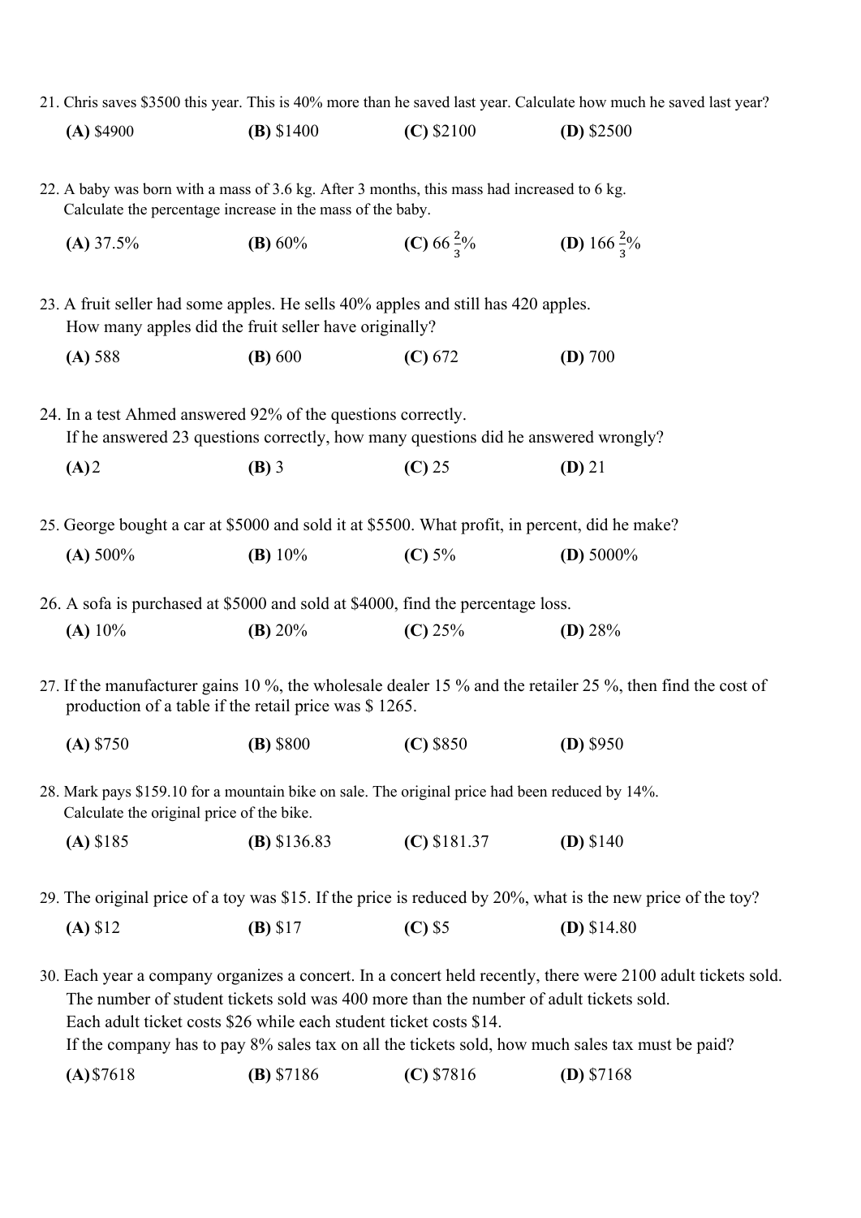21. Chris saves $3500 this year. This is 40% more than he saved last year. Calculate how much he saved last year?

**(A)** $4900 **(B)** $1400 **(C)** $2100 **(D)** $2500

22. A baby was born with a mass of 3.6 kg. After 3 months, this mass had increased to 6 kg.
Calculate the percentage increase in the mass of the baby.

**(A)** 37.5% **(B)** 60% **(C)** $66\frac{2}{3}\%$ **(D)** $166\frac{2}{3}\%$

23. A fruit seller had some apples. He sells 40% apples and still has 420 apples.
How many apples did the fruit seller have originally?

**(A)** 588 **(B)** 600 **(C)** 672 **(D)** 700

24. In a test Ahmed answered 92% of the questions correctly.
If he answered 23 questions correctly, how many questions did he answered wrongly?

**(A)** 2 **(B)** 3 **(C)** 25 **(D)** 21

25. George bought a car at $5000 and sold it at $5500. What profit, in percent, did he make?

**(A)** 500% **(B)** 10% **(C)** 5% **(D)** 5000%

26. A sofa is purchased at $5000 and sold at $4000, find the percentage loss.

**(A)** 10% **(B)** 20% **(C)** 25% **(D)** 28%

27. If the manufacturer gains 10 %, the wholesale dealer 15 % and the retailer 25 %, then find the cost of production of a table if the retail price was $ 1265.

**(A)** $750 **(B)** $800 **(C)** $850 **(D)** $950

28. Mark pays $159.10 for a mountain bike on sale. The original price had been reduced by 14%.
Calculate the original price of the bike.

**(A)** $185 **(B)** $136.83 **(C)** $181.37 **(D)** $140

29. The original price of a toy was $15. If the price is reduced by 20%, what is the new price of the toy?

**(A)** $12 **(B)** $17 **(C)** $5 **(D)** $14.80

30. Each year a company organizes a concert. In a concert held recently, there were 2100 adult tickets sold.
The number of student tickets sold was 400 more than the number of adult tickets sold.
Each adult ticket costs $26 while each student ticket costs $14.
If the company has to pay 8% sales tax on all the tickets sold, how much sales tax must be paid?

**(A)** $7618 **(B)** $7186 **(C)** $7816 **(D)** $7168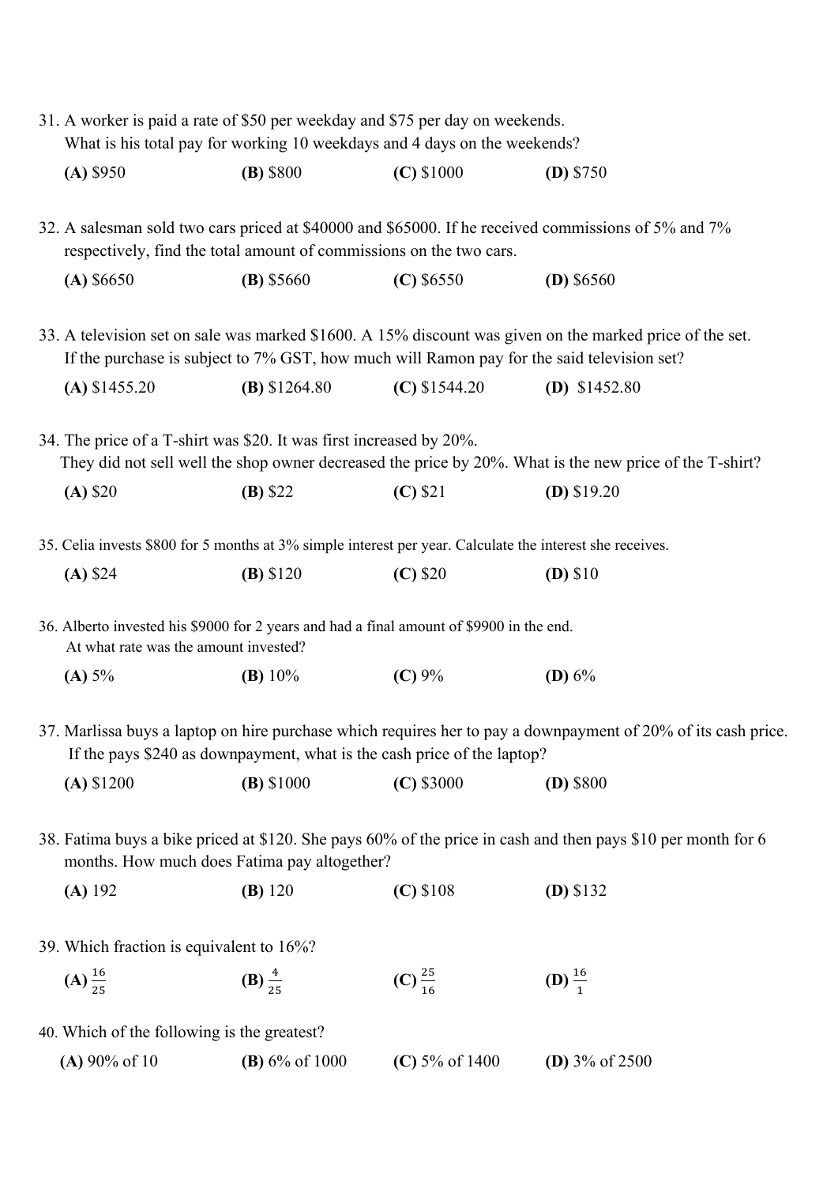31. A worker is paid a rate of $50 per weekday and $75 per day on weekends.
    What is his total pay for working 10 weekdays and 4 days on the weekends?

    **(A)** $950 **(B)** $800 **(C)** $1000 **(D)** $750

32. A salesman sold two cars priced at $40000 and $65000. If he received commissions of 5% and 7% respectively, find the total amount of commissions on the two cars.

    **(A)** $6650 **(B)** $5660 **(C)** $6550 **(D)** $6560

33. A television set on sale was marked $1600. A 15% discount was given on the marked price of the set. If the purchase is subject to 7% GST, how much will Ramon pay for the said television set?

    **(A)** $1455.20 **(B)** $1264.80 **(C)** $1544.20 **(D)** $1452.80

34. The price of a T-shirt was $20. It was first increased by 20%.
    They did not sell well the shop owner decreased the price by 20%. What is the new price of the T-shirt?

    **(A)** $20 **(B)** $22 **(C)** $21 **(D)** $19.20

35. Celia invests $800 for 5 months at 3% simple interest per year. Calculate the interest she receives.

    **(A)** $24 **(B)** $120 **(C)** $20 **(D)** $10

36. Alberto invested his $9000 for 2 years and had a final amount of $9900 in the end.
    At what rate was the amount invested?

    **(A)** 5% **(B)** 10% **(C)** 9% **(D)** 6%

37. Marlissa buys a laptop on hire purchase which requires her to pay a downpayment of 20% of its cash price. If the pays $240 as downpayment, what is the cash price of the laptop?

    **(A)** $1200 **(B)** $1000 **(C)** $3000 **(D)** $800

38. Fatima buys a bike priced at $120. She pays 60% of the price in cash and then pays $10 per month for 6 months. How much does Fatima pay altogether?

    **(A)** 192 **(B)** 120 **(C)** $108 **(D)** $132

39. Which fraction is equivalent to 16%?

    **(A)** $\frac{16}{25}$ **(B)** $\frac{4}{25}$ **(C)** $\frac{25}{16}$ **(D)** $\frac{16}{1}$

40. Which of the following is the greatest?

    **(A)** 90% of 10 **(B)** 6% of 1000 **(C)** 5% of 1400 **(D)** 3% of 2500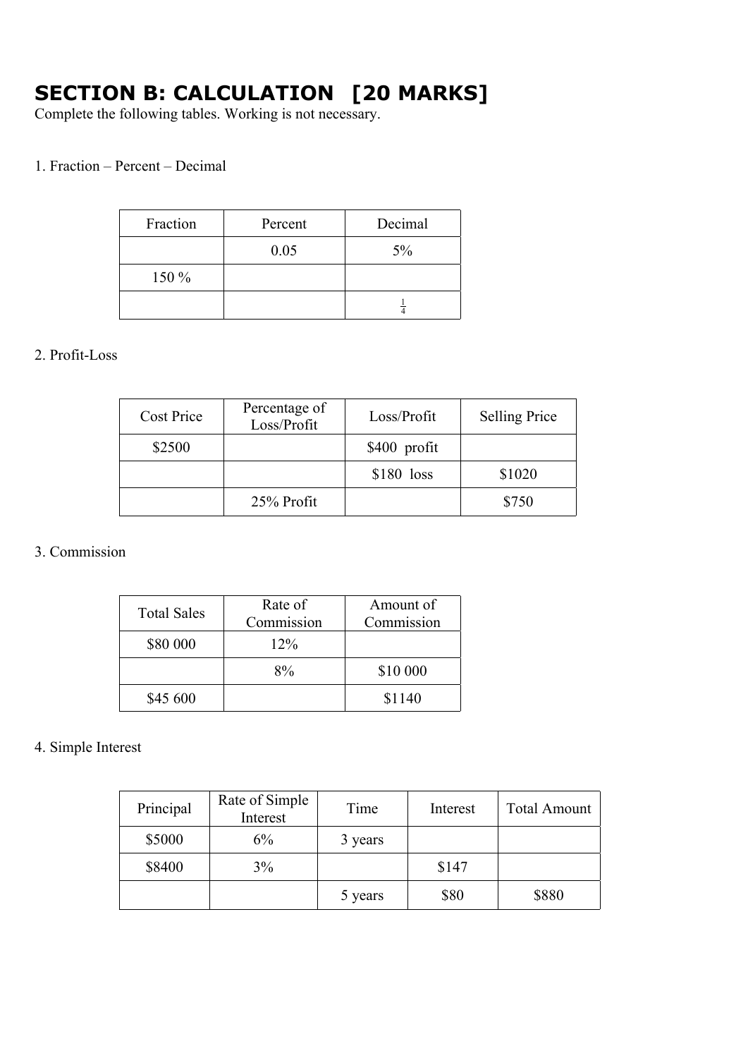# SECTION B: CALCULATION [20 MARKS]

Complete the following tables. Working is not necessary.

1. Fraction – Percent – Decimal

| Fraction | Percent | Decimal |
|---|---|---|
| | 0.05 | 5% |
| 150 % | | |
| | | $\frac{1}{4}$ |

2. Profit-Loss

| Cost Price | Percentage of Loss/Profit | Loss/Profit | Selling Price |
|---|---|---|---|
| $2500 | | $400 profit | |
| | | $180 loss | $1020 |
| | 25% Profit | | $750 |

3. Commission

| Total Sales | Rate of Commission | Amount of Commission |
|---|---|---|
| $80 000 | 12% | |
| | 8% | $10 000 |
| $45 600 | | $1140 |

4. Simple Interest

| Principal | Rate of Simple Interest | Time | Interest | Total Amount |
|---|---|---|---|---|
| $5000 | 6% | 3 years | | |
| $8400 | 3% | | $147 | |
| | | 5 years | $80 | $880 |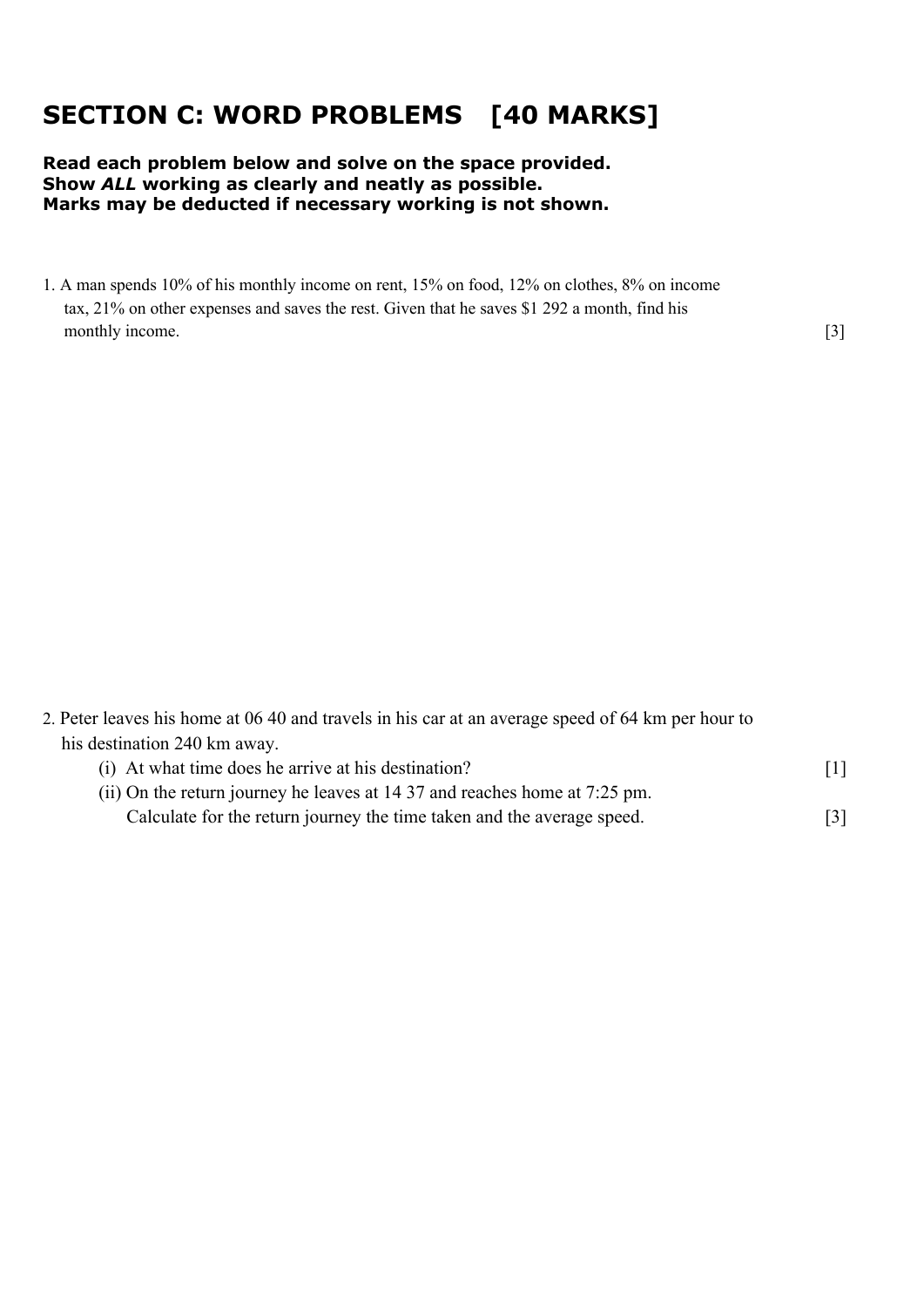## SECTION C: WORD PROBLEMS [40 MARKS]

**Read each problem below and solve on the space provided.**
**Show *ALL* working as clearly and neatly as possible.**
**Marks may be deducted if necessary working is not shown.**

1. A man spends 10% of his monthly income on rent, 15% on food, 12% on clothes, 8% on income tax, 21% on other expenses and saves the rest. Given that he saves $1 292 a month, find his monthly income. [3]

2. Peter leaves his home at 06 40 and travels in his car at an average speed of 64 km per hour to his destination 240 km away.
   (i) At what time does he arrive at his destination? [1]
   (ii) On the return journey he leaves at 14 37 and reaches home at 7:25 pm.
   Calculate for the return journey the time taken and the average speed. [3]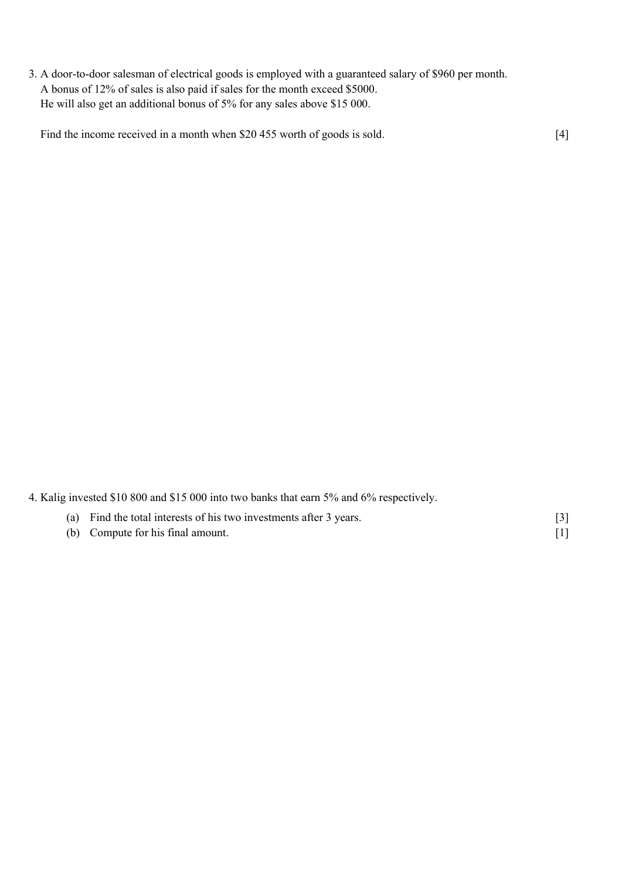3. A door-to-door salesman of electrical goods is employed with a guaranteed salary of $960 per month.
   A bonus of 12% of sales is also paid if sales for the month exceed $5000.
   He will also get an additional bonus of 5% for any sales above $15 000.

   Find the income received in a month when $20 455 worth of goods is sold. [4]

4. Kalig invested $10 800 and $15 000 into two banks that earn 5% and 6% respectively.

   (a) Find the total interests of his two investments after 3 years. [3]

   (b) Compute for his final amount. [1]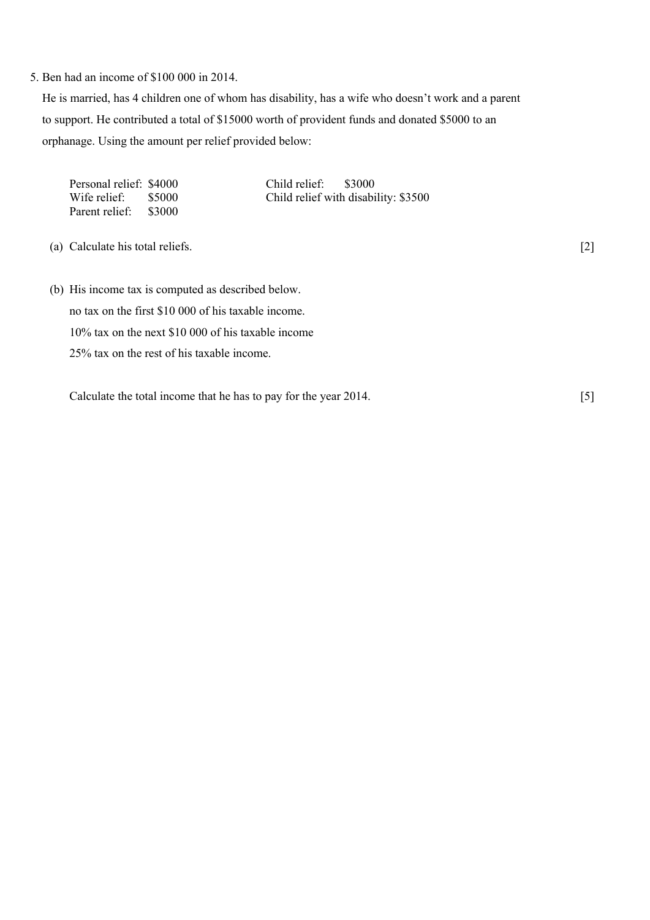5. Ben had an income of $100 000 in 2014.

He is married, has 4 children one of whom has disability, has a wife who doesn't work and a parent to support. He contributed a total of $15000 worth of provident funds and donated $5000 to an orphanage. Using the amount per relief provided below:

| | | | |
|---|---|---|---|
| Personal relief: | $4000 | Child relief: | $3000 |
| Wife relief: | $5000 | Child relief with disability: | $3500 |
| Parent relief: | $3000 | | |

(a) Calculate his total reliefs. [2]

(b) His income tax is computed as described below.

no tax on the first $10 000 of his taxable income.

10% tax on the next $10 000 of his taxable income

25% tax on the rest of his taxable income.

Calculate the total income that he has to pay for the year 2014. [5]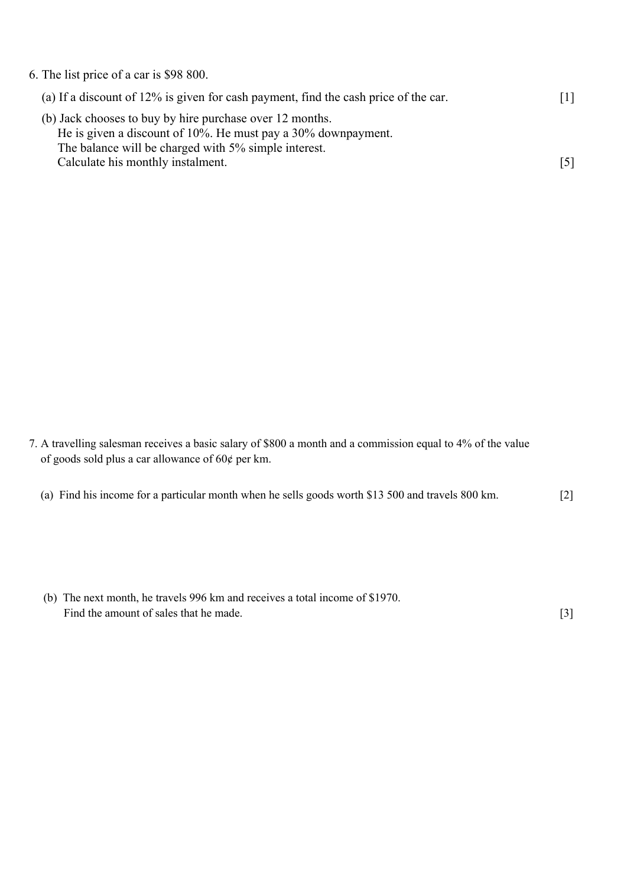6. The list price of a car is $98 800.

(a) If a discount of 12% is given for cash payment, find the cash price of the car. [1]

(b) Jack chooses to buy by hire purchase over 12 months.
He is given a discount of 10%. He must pay a 30% downpayment.
The balance will be charged with 5% simple interest.
Calculate his monthly instalment. [5]

7. A travelling salesman receives a basic salary of $800 a month and a commission equal to 4% of the value of goods sold plus a car allowance of 60¢ per km.

(a) Find his income for a particular month when he sells goods worth $13 500 and travels 800 km. [2]

(b) The next month, he travels 996 km and receives a total income of $1970.
Find the amount of sales that he made. [3]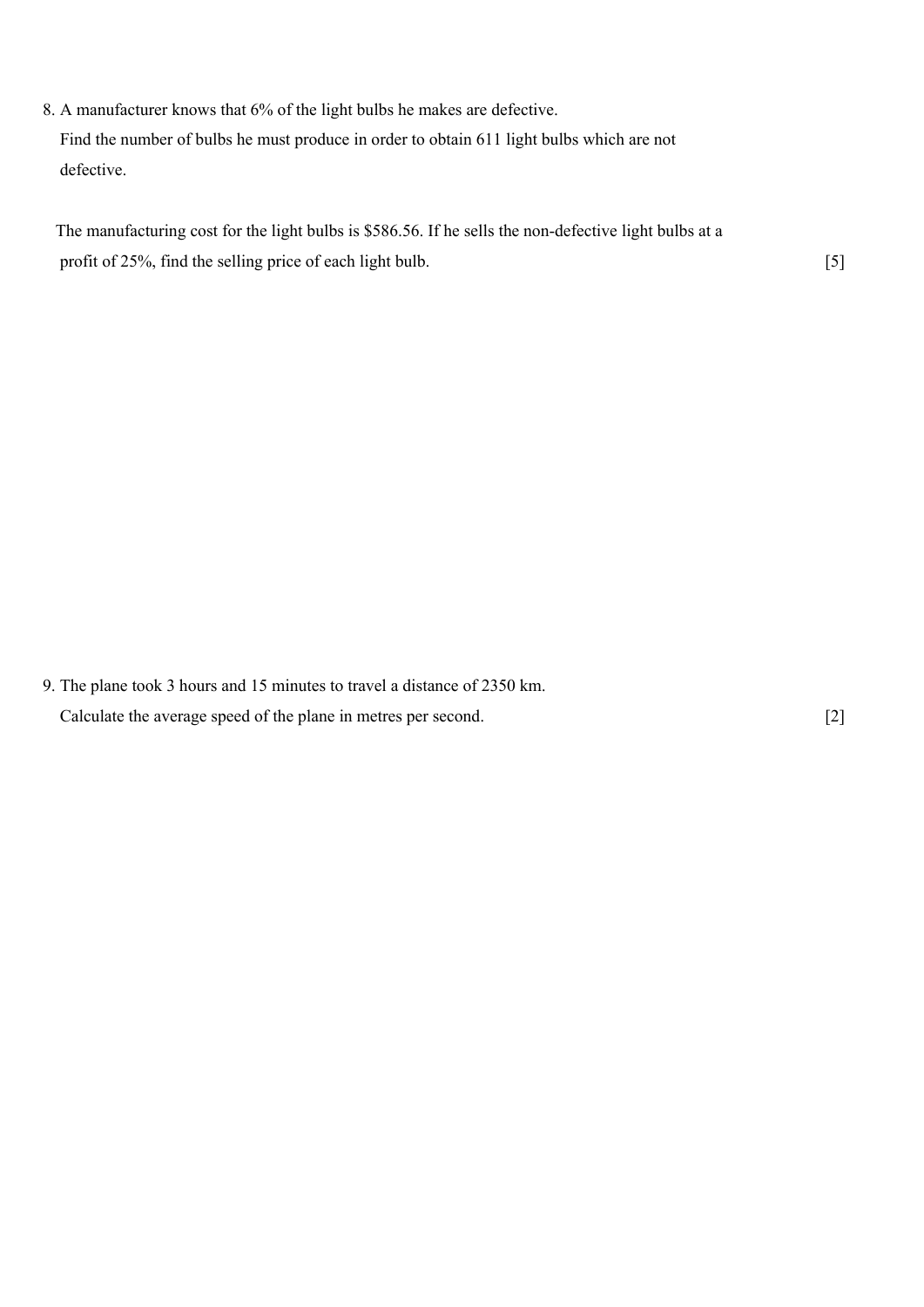8. A manufacturer knows that 6% of the light bulbs he makes are defective.
   Find the number of bulbs he must produce in order to obtain 611 light bulbs which are not defective.

   The manufacturing cost for the light bulbs is $586.56. If he sells the non-defective light bulbs at a profit of 25%, find the selling price of each light bulb. [5]

9. The plane took 3 hours and 15 minutes to travel a distance of 2350 km.
   Calculate the average speed of the plane in metres per second. [2]